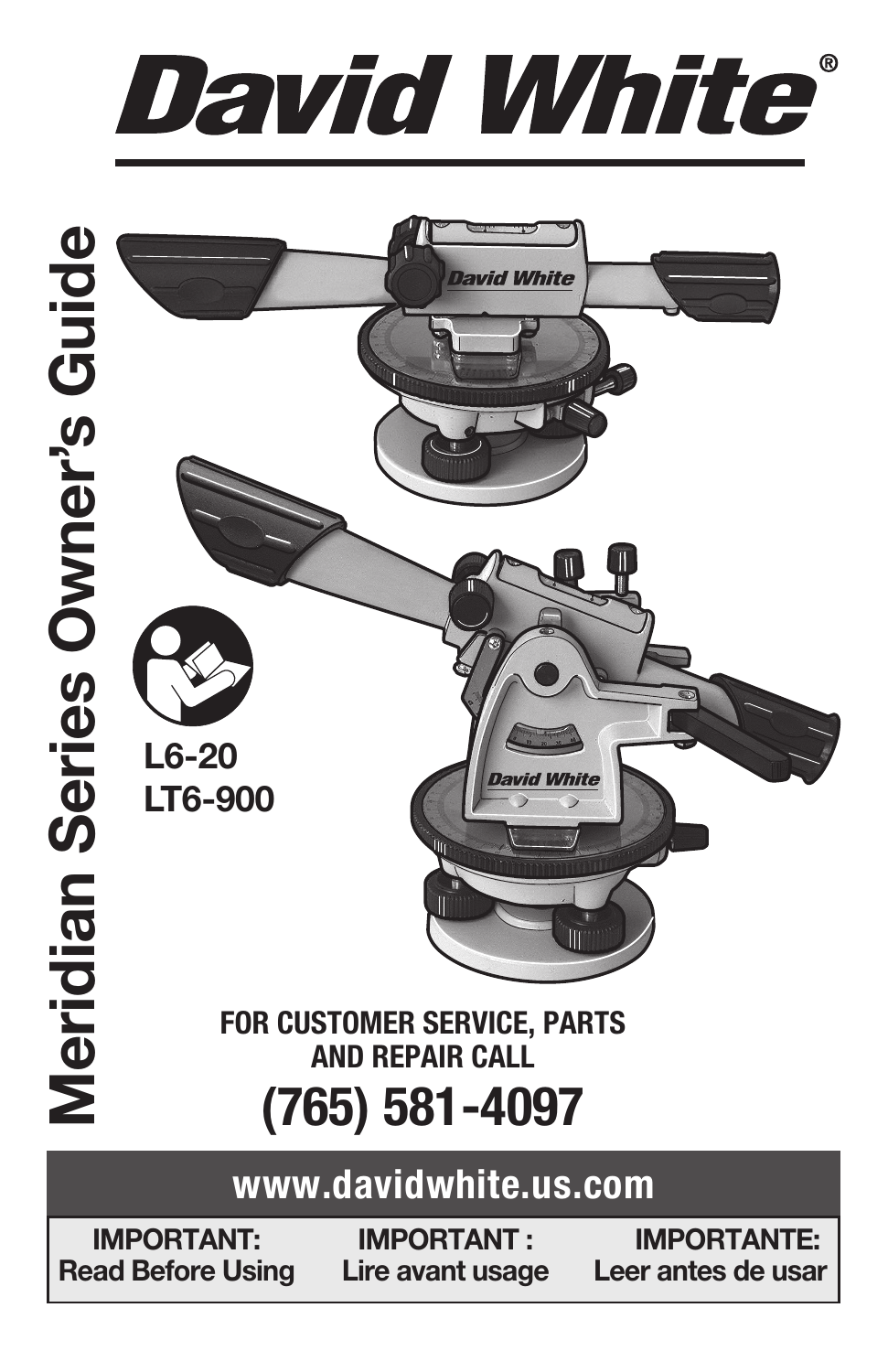# David White®

# Meridian Series Owner's Guide

**L6-20**
**LT6-900**

**FOR CUSTOMER SERVICE, PARTS AND REPAIR CALL**

## (765) 581-4097

**www.davidwhite.us.com**

| IMPORTANT: Read Before Using | IMPORTANT : Lire avant usage | IMPORTANTE: Leer antes de usar |
|---|---|---|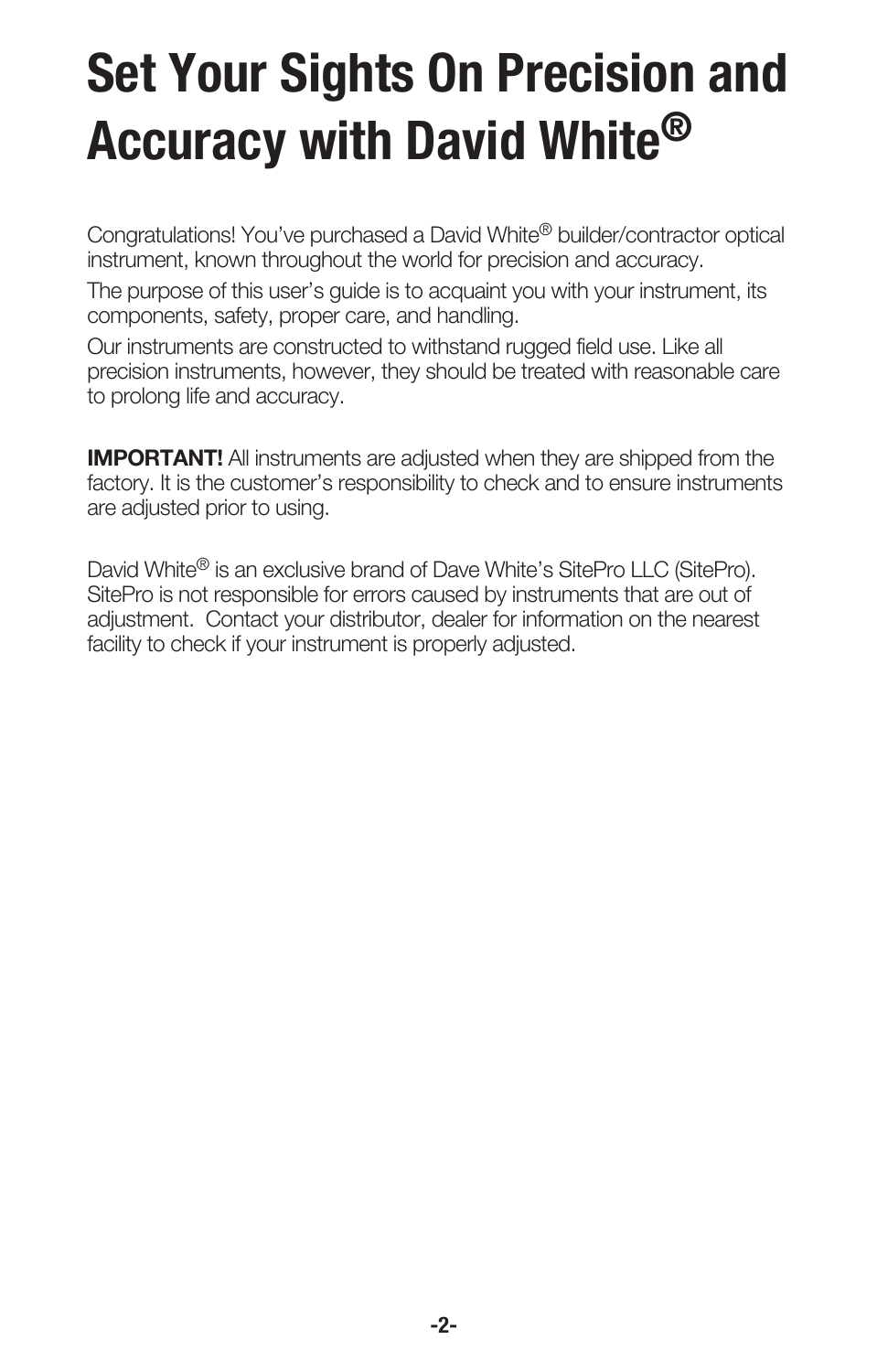# Set Your Sights On Precision and Accuracy with David White®

Congratulations! You've purchased a David White® builder/contractor optical instrument, known throughout the world for precision and accuracy.

The purpose of this user's guide is to acquaint you with your instrument, its components, safety, proper care, and handling.

Our instruments are constructed to withstand rugged field use. Like all precision instruments, however, they should be treated with reasonable care to prolong life and accuracy.

**IMPORTANT!** All instruments are adjusted when they are shipped from the factory. It is the customer's responsibility to check and to ensure instruments are adjusted prior to using.

David White® is an exclusive brand of Dave White's SitePro LLC (SitePro). SitePro is not responsible for errors caused by instruments that are out of adjustment. Contact your distributor, dealer for information on the nearest facility to check if your instrument is properly adjusted.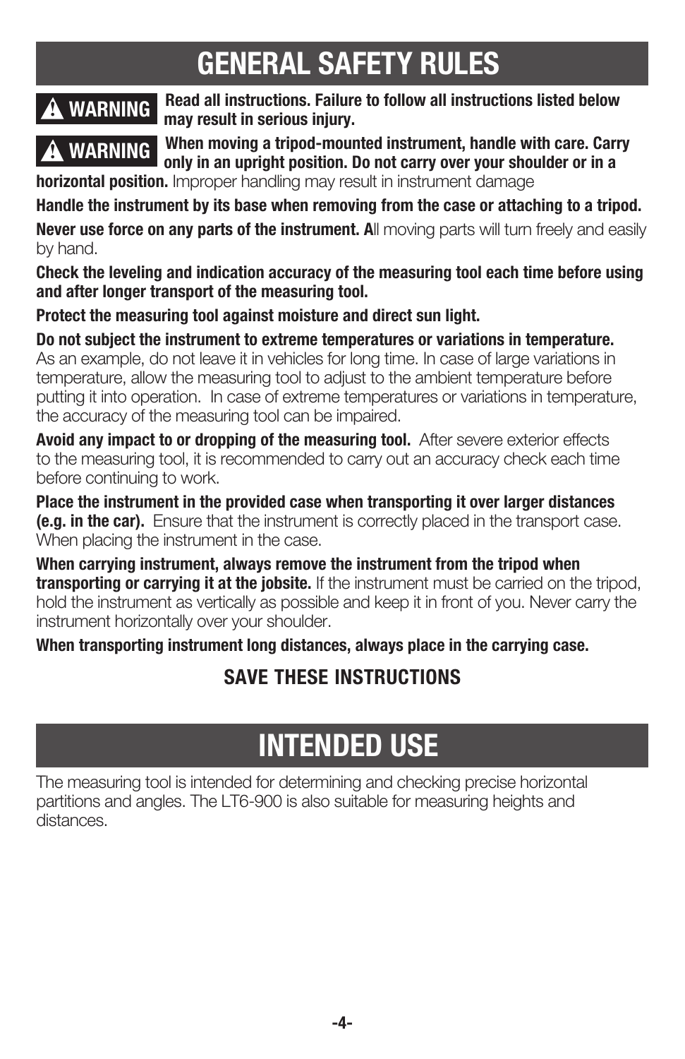# GENERAL SAFETY RULES

**⚠ WARNING** **Read all instructions. Failure to follow all instructions listed below may result in serious injury.**

**⚠ WARNING** **When moving a tripod-mounted instrument, handle with care. Carry only in an upright position. Do not carry over your shoulder or in a horizontal position.** Improper handling may result in instrument damage

**Handle the instrument by its base when removing from the case or attaching to a tripod.**

**Never use force on any parts of the instrument. A**ll moving parts will turn freely and easily by hand.

**Check the leveling and indication accuracy of the measuring tool each time before using and after longer transport of the measuring tool.**

**Protect the measuring tool against moisture and direct sun light.**

**Do not subject the instrument to extreme temperatures or variations in temperature.** As an example, do not leave it in vehicles for long time. In case of large variations in temperature, allow the measuring tool to adjust to the ambient temperature before putting it into operation. In case of extreme temperatures or variations in temperature, the accuracy of the measuring tool can be impaired.

**Avoid any impact to or dropping of the measuring tool.** After severe exterior effects to the measuring tool, it is recommended to carry out an accuracy check each time before continuing to work.

**Place the instrument in the provided case when transporting it over larger distances (e.g. in the car).** Ensure that the instrument is correctly placed in the transport case. When placing the instrument in the case.

**When carrying instrument, always remove the instrument from the tripod when transporting or carrying it at the jobsite.** If the instrument must be carried on the tripod, hold the instrument as vertically as possible and keep it in front of you. Never carry the instrument horizontally over your shoulder.

**When transporting instrument long distances, always place in the carrying case.**

**SAVE THESE INSTRUCTIONS**

# INTENDED USE

The measuring tool is intended for determining and checking precise horizontal partitions and angles. The LT6-900 is also suitable for measuring heights and distances.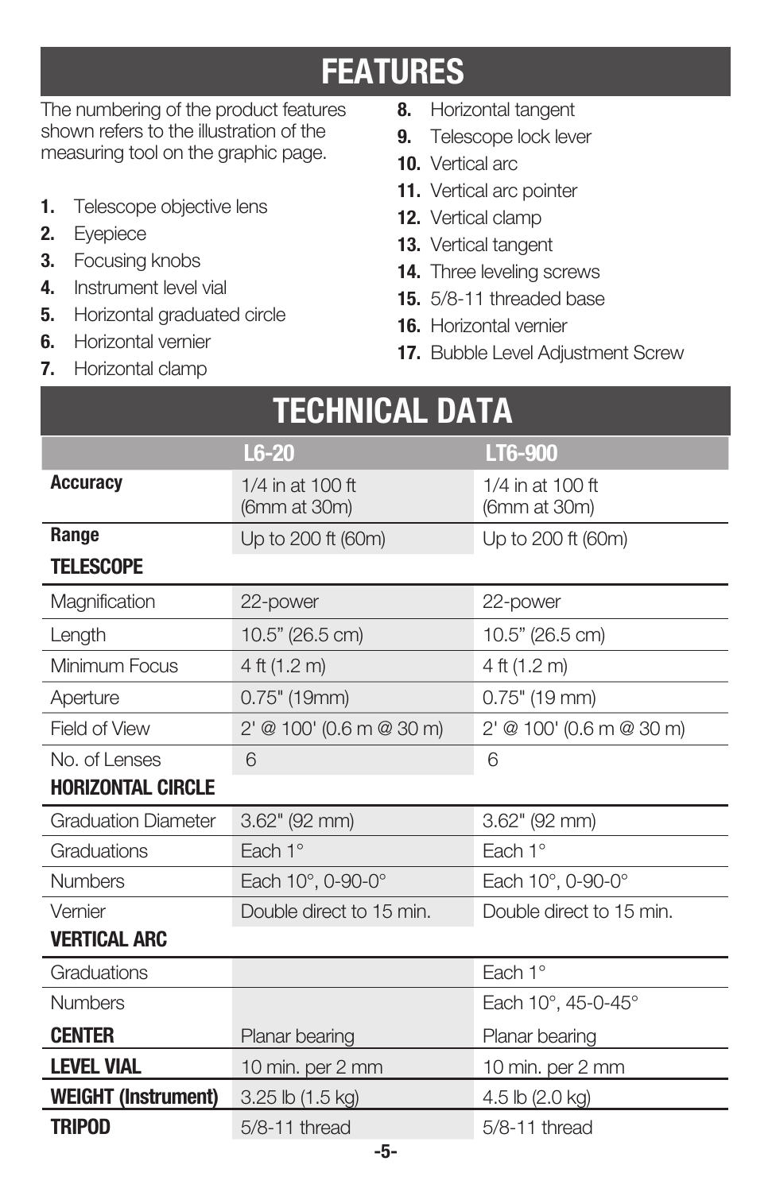# FEATURES

The numbering of the product features shown refers to the illustration of the measuring tool on the graphic page.

1. Telescope objective lens
2. Eyepiece
3. Focusing knobs
4. Instrument level vial
5. Horizontal graduated circle
6. Horizontal vernier
7. Horizontal clamp
8. Horizontal tangent
9. Telescope lock lever
10. Vertical arc
11. Vertical arc pointer
12. Vertical clamp
13. Vertical tangent
14. Three leveling screws
15. 5/8-11 threaded base
16. Horizontal vernier
17. Bubble Level Adjustment Screw

# TECHNICAL DATA

| | L6-20 | LT6-900 |
|---|---|---|
| **Accuracy** | 1/4 in at 100 ft (6mm at 30m) | 1/4 in at 100 ft (6mm at 30m) |
| **Range** | Up to 200 ft (60m) | Up to 200 ft (60m) |
| **TELESCOPE** | | |
| Magnification | 22-power | 22-power |
| Length | 10.5” (26.5 cm) | 10.5” (26.5 cm) |
| Minimum Focus | 4 ft (1.2 m) | 4 ft (1.2 m) |
| Aperture | 0.75" (19mm) | 0.75" (19 mm) |
| Field of View | 2' @ 100' (0.6 m @ 30 m) | 2' @ 100' (0.6 m @ 30 m) |
| No. of Lenses | 6 | 6 |
| **HORIZONTAL CIRCLE** | | |
| Graduation Diameter | 3.62" (92 mm) | 3.62" (92 mm) |
| Graduations | Each 1° | Each 1° |
| Numbers | Each 10°, 0-90-0° | Each 10°, 0-90-0° |
| Vernier | Double direct to 15 min. | Double direct to 15 min. |
| **VERTICAL ARC** | | |
| Graduations | | Each 1° |
| Numbers | | Each 10°, 45-0-45° |
| **CENTER** | Planar bearing | Planar bearing |
| **LEVEL VIAL** | 10 min. per 2 mm | 10 min. per 2 mm |
| **WEIGHT (Instrument)** | 3.25 lb (1.5 kg) | 4.5 lb (2.0 kg) |
| **TRIPOD** | 5/8-11 thread | 5/8-11 thread |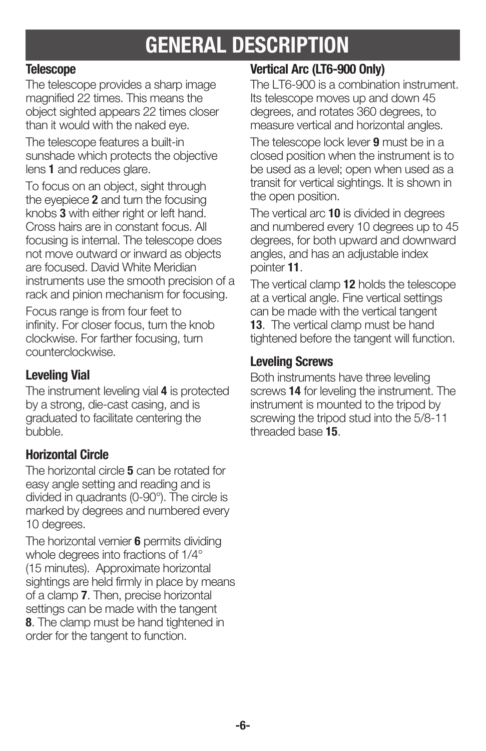# GENERAL DESCRIPTION

### Telescope

The telescope provides a sharp image magnified 22 times. This means the object sighted appears 22 times closer than it would with the naked eye.

The telescope features a built-in sunshade which protects the objective lens **1** and reduces glare.

To focus on an object, sight through the eyepiece **2** and turn the focusing knobs **3** with either right or left hand. Cross hairs are in constant focus. All focusing is internal. The telescope does not move outward or inward as objects are focused. David White Meridian instruments use the smooth precision of a rack and pinion mechanism for focusing.

Focus range is from four feet to infinity. For closer focus, turn the knob clockwise. For farther focusing, turn counterclockwise.

### Leveling Vial

The instrument leveling vial **4** is protected by a strong, die-cast casing, and is graduated to facilitate centering the bubble.

### Horizontal Circle

The horizontal circle **5** can be rotated for easy angle setting and reading and is divided in quadrants (0-90°). The circle is marked by degrees and numbered every 10 degrees.

The horizontal vernier **6** permits dividing whole degrees into fractions of 1/4° (15 minutes). Approximate horizontal sightings are held firmly in place by means of a clamp **7**. Then, precise horizontal settings can be made with the tangent **8**. The clamp must be hand tightened in order for the tangent to function.

### Vertical Arc (LT6-900 Only)

The LT6-900 is a combination instrument. Its telescope moves up and down 45 degrees, and rotates 360 degrees, to measure vertical and horizontal angles.

The telescope lock lever **9** must be in a closed position when the instrument is to be used as a level; open when used as a transit for vertical sightings. It is shown in the open position.

The vertical arc **10** is divided in degrees and numbered every 10 degrees up to 45 degrees, for both upward and downward angles, and has an adjustable index pointer **11**.

The vertical clamp **12** holds the telescope at a vertical angle. Fine vertical settings can be made with the vertical tangent **13**. The vertical clamp must be hand tightened before the tangent will function.

### Leveling Screws

Both instruments have three leveling screws **14** for leveling the instrument. The instrument is mounted to the tripod by screwing the tripod stud into the 5/8-11 threaded base **15**.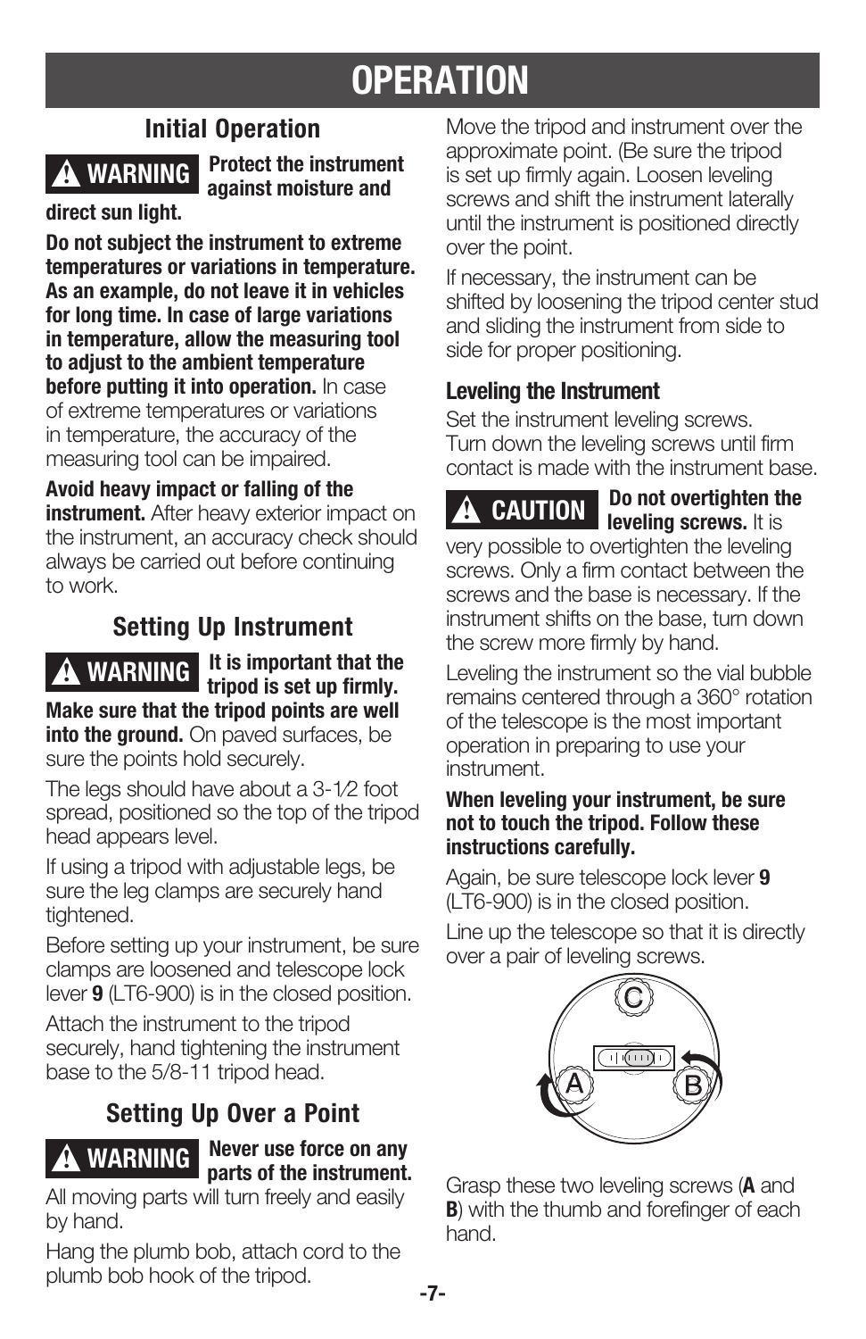# OPERATION

## Initial Operation

**⚠ WARNING** **Protect the instrument against moisture and direct sun light.**

**Do not subject the instrument to extreme temperatures or variations in temperature. As an example, do not leave it in vehicles for long time. In case of large variations in temperature, allow the measuring tool to adjust to the ambient temperature before putting it into operation.** In case of extreme temperatures or variations in temperature, the accuracy of the measuring tool can be impaired.

**Avoid heavy impact or falling of the instrument.** After heavy exterior impact on the instrument, an accuracy check should always be carried out before continuing to work.

## Setting Up Instrument

**⚠ WARNING** **It is important that the tripod is set up firmly. Make sure that the tripod points are well into the ground.** On paved surfaces, be sure the points hold securely.

The legs should have about a 3-1⁄2 foot spread, positioned so the top of the tripod head appears level.

If using a tripod with adjustable legs, be sure the leg clamps are securely hand tightened.

Before setting up your instrument, be sure clamps are loosened and telescope lock lever **9** (LT6-900) is in the closed position.

Attach the instrument to the tripod securely, hand tightening the instrument base to the 5/8-11 tripod head.

## Setting Up Over a Point

**⚠ WARNING** **Never use force on any parts of the instrument.** All moving parts will turn freely and easily by hand.

Hang the plumb bob, attach cord to the plumb bob hook of the tripod.

Move the tripod and instrument over the approximate point. (Be sure the tripod is set up firmly again. Loosen leveling screws and shift the instrument laterally until the instrument is positioned directly over the point.

If necessary, the instrument can be shifted by loosening the tripod center stud and sliding the instrument from side to side for proper positioning.

### Leveling the Instrument

Set the instrument leveling screws. Turn down the leveling screws until firm contact is made with the instrument base.

**⚠ CAUTION** **Do not overtighten the leveling screws.** It is very possible to overtighten the leveling screws. Only a firm contact between the screws and the base is necessary. If the instrument shifts on the base, turn down the screw more firmly by hand.

Leveling the instrument so the vial bubble remains centered through a 360° rotation of the telescope is the most important operation in preparing to use your instrument.

**When leveling your instrument, be sure not to touch the tripod. Follow these instructions carefully.**

Again, be sure telescope lock lever **9** (LT6-900) is in the closed position.

Line up the telescope so that it is directly over a pair of leveling screws.

Grasp these two leveling screws (**A** and **B**) with the thumb and forefinger of each hand.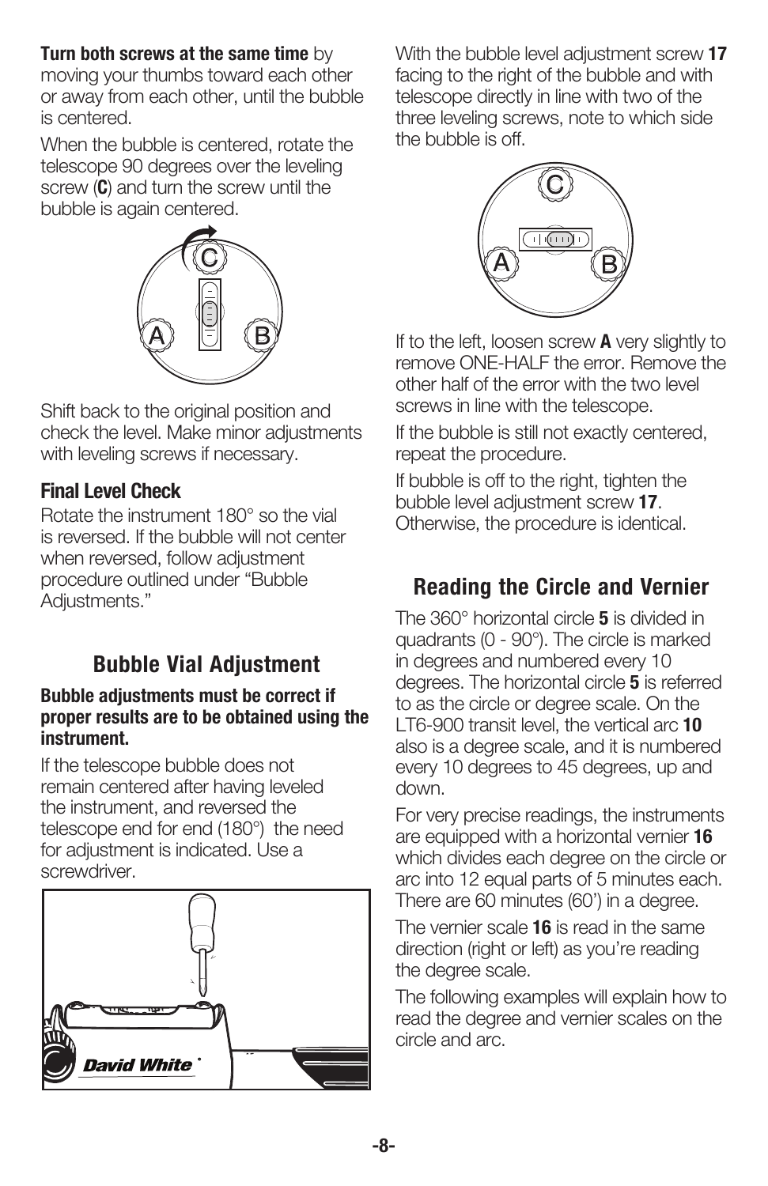**Turn both screws at the same time** by moving your thumbs toward each other or away from each other, until the bubble is centered.

When the bubble is centered, rotate the telescope 90 degrees over the leveling screw (**C**) and turn the screw until the bubble is again centered.

Shift back to the original position and check the level. Make minor adjustments with leveling screws if necessary.

### Final Level Check

Rotate the instrument 180° so the vial is reversed. If the bubble will not center when reversed, follow adjustment procedure outlined under "Bubble Adjustments."

## Bubble Vial Adjustment

**Bubble adjustments must be correct if proper results are to be obtained using the instrument.**

If the telescope bubble does not remain centered after having leveled the instrument, and reversed the telescope end for end (180°) the need for adjustment is indicated. Use a screwdriver.

With the bubble level adjustment screw **17** facing to the right of the bubble and with telescope directly in line with two of the three leveling screws, note to which side the bubble is off.

If to the left, loosen screw **A** very slightly to remove ONE-HALF the error. Remove the other half of the error with the two level screws in line with the telescope.

If the bubble is still not exactly centered, repeat the procedure.

If bubble is off to the right, tighten the bubble level adjustment screw **17**. Otherwise, the procedure is identical.

## Reading the Circle and Vernier

The 360° horizontal circle **5** is divided in quadrants (0 - 90°). The circle is marked in degrees and numbered every 10 degrees. The horizontal circle **5** is referred to as the circle or degree scale. On the LT6-900 transit level, the vertical arc **10** also is a degree scale, and it is numbered every 10 degrees to 45 degrees, up and down.

For very precise readings, the instruments are equipped with a horizontal vernier **16** which divides each degree on the circle or arc into 12 equal parts of 5 minutes each. There are 60 minutes (60') in a degree.

The vernier scale **16** is read in the same direction (right or left) as you're reading the degree scale.

The following examples will explain how to read the degree and vernier scales on the circle and arc.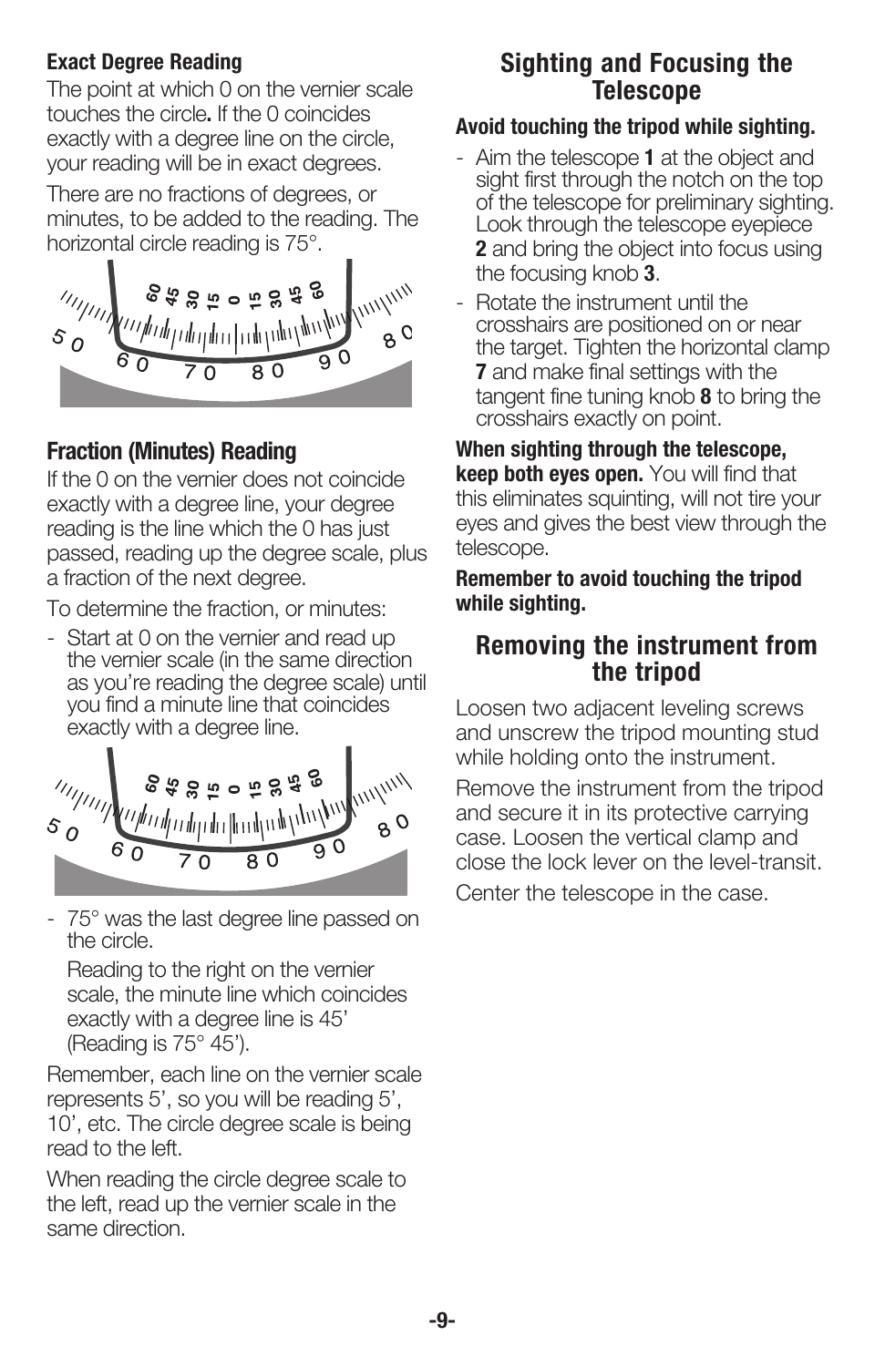**Exact Degree Reading**

The point at which 0 on the vernier scale touches the circle**.** If the 0 coincides exactly with a degree line on the circle, your reading will be in exact degrees.

There are no fractions of degrees, or minutes, to be added to the reading. The horizontal circle reading is 75°.

### Fraction (Minutes) Reading

If the 0 on the vernier does not coincide exactly with a degree line, your degree reading is the line which the 0 has just passed, reading up the degree scale, plus a fraction of the next degree.

To determine the fraction, or minutes:

- Start at 0 on the vernier and read up the vernier scale (in the same direction as you're reading the degree scale) until you find a minute line that coincides exactly with a degree line.

- 75° was the last degree line passed on the circle.

  Reading to the right on the vernier scale, the minute line which coincides exactly with a degree line is 45' (Reading is 75° 45').

Remember, each line on the vernier scale represents 5', so you will be reading 5', 10', etc. The circle degree scale is being read to the left.

When reading the circle degree scale to the left, read up the vernier scale in the same direction.

## Sighting and Focusing the Telescope

**Avoid touching the tripod while sighting.**

- Aim the telescope **1** at the object and sight first through the notch on the top of the telescope for preliminary sighting. Look through the telescope eyepiece **2** and bring the object into focus using the focusing knob **3**.
- Rotate the instrument until the crosshairs are positioned on or near the target. Tighten the horizontal clamp **7** and make final settings with the tangent fine tuning knob **8** to bring the crosshairs exactly on point.

**When sighting through the telescope, keep both eyes open.** You will find that this eliminates squinting, will not tire your eyes and gives the best view through the telescope.

**Remember to avoid touching the tripod while sighting.**

## Removing the instrument from the tripod

Loosen two adjacent leveling screws and unscrew the tripod mounting stud while holding onto the instrument.

Remove the instrument from the tripod and secure it in its protective carrying case. Loosen the vertical clamp and close the lock lever on the level-transit.

Center the telescope in the case.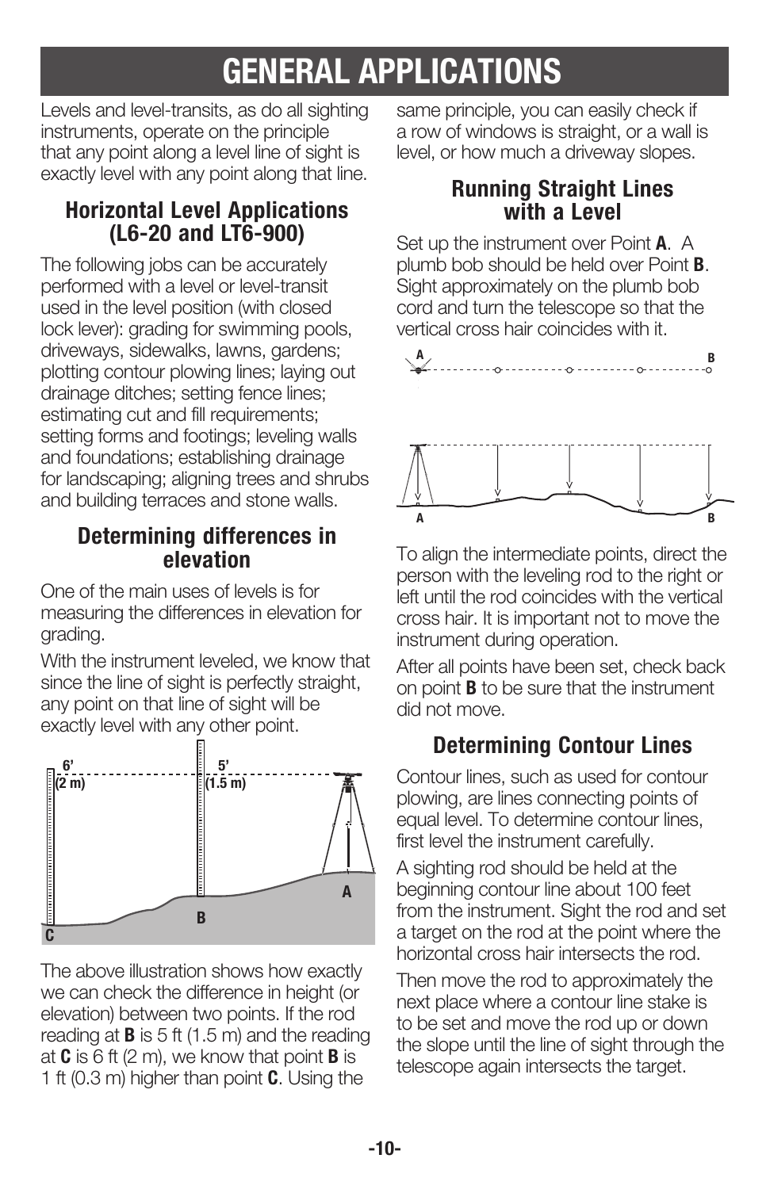# GENERAL APPLICATIONS

Levels and level-transits, as do all sighting instruments, operate on the principle that any point along a level line of sight is exactly level with any point along that line.

## Horizontal Level Applications (L6-20 and LT6-900)

The following jobs can be accurately performed with a level or level-transit used in the level position (with closed lock lever): grading for swimming pools, driveways, sidewalks, lawns, gardens; plotting contour plowing lines; laying out drainage ditches; setting fence lines; estimating cut and fill requirements; setting forms and footings; leveling walls and foundations; establishing drainage for landscaping; aligning trees and shrubs and building terraces and stone walls.

## Determining differences in elevation

One of the main uses of levels is for measuring the differences in elevation for grading.

With the instrument leveled, we know that since the line of sight is perfectly straight, any point on that line of sight will be exactly level with any other point.

The above illustration shows how exactly we can check the difference in height (or elevation) between two points. If the rod reading at **B** is 5 ft (1.5 m) and the reading at **C** is 6 ft (2 m), we know that point **B** is 1 ft (0.3 m) higher than point **C**. Using the same principle, you can easily check if a row of windows is straight, or a wall is level, or how much a driveway slopes.

## Running Straight Lines with a Level

Set up the instrument over Point **A**. A plumb bob should be held over Point **B**. Sight approximately on the plumb bob cord and turn the telescope so that the vertical cross hair coincides with it.

To align the intermediate points, direct the person with the leveling rod to the right or left until the rod coincides with the vertical cross hair. It is important not to move the instrument during operation.

After all points have been set, check back on point **B** to be sure that the instrument did not move.

## Determining Contour Lines

Contour lines, such as used for contour plowing, are lines connecting points of equal level. To determine contour lines, first level the instrument carefully.

A sighting rod should be held at the beginning contour line about 100 feet from the instrument. Sight the rod and set a target on the rod at the point where the horizontal cross hair intersects the rod.

Then move the rod to approximately the next place where a contour line stake is to be set and move the rod up or down the slope until the line of sight through the telescope again intersects the target.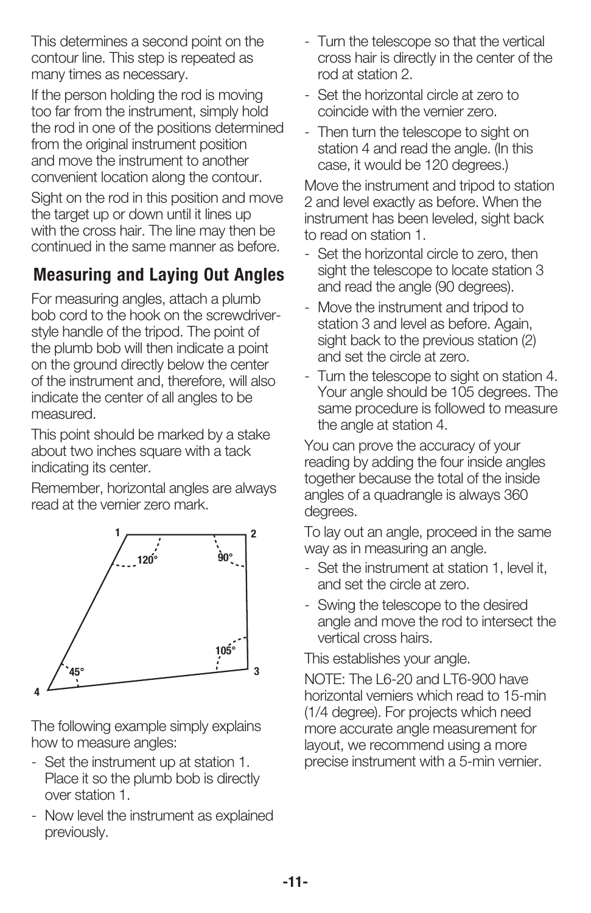This determines a second point on the contour line. This step is repeated as many times as necessary.

If the person holding the rod is moving too far from the instrument, simply hold the rod in one of the positions determined from the original instrument position and move the instrument to another convenient location along the contour.

Sight on the rod in this position and move the target up or down until it lines up with the cross hair. The line may then be continued in the same manner as before.

## Measuring and Laying Out Angles

For measuring angles, attach a plumb bob cord to the hook on the screwdriver-style handle of the tripod. The point of the plumb bob will then indicate a point on the ground directly below the center of the instrument and, therefore, will also indicate the center of all angles to be measured.

This point should be marked by a stake about two inches square with a tack indicating its center.

Remember, horizontal angles are always read at the vernier zero mark.

The following example simply explains how to measure angles:

- Set the instrument up at station 1. Place it so the plumb bob is directly over station 1.
- Now level the instrument as explained previously.
- Turn the telescope so that the vertical cross hair is directly in the center of the rod at station 2.
- Set the horizontal circle at zero to coincide with the vernier zero.
- Then turn the telescope to sight on station 4 and read the angle. (In this case, it would be 120 degrees.)

Move the instrument and tripod to station 2 and level exactly as before. When the instrument has been leveled, sight back to read on station 1.

- Set the horizontal circle to zero, then sight the telescope to locate station 3 and read the angle (90 degrees).
- Move the instrument and tripod to station 3 and level as before. Again, sight back to the previous station (2) and set the circle at zero.
- Turn the telescope to sight on station 4. Your angle should be 105 degrees. The same procedure is followed to measure the angle at station 4.

You can prove the accuracy of your reading by adding the four inside angles together because the total of the inside angles of a quadrangle is always 360 degrees.

To lay out an angle, proceed in the same way as in measuring an angle.

- Set the instrument at station 1, level it, and set the circle at zero.
- Swing the telescope to the desired angle and move the rod to intersect the vertical cross hairs.

This establishes your angle.

NOTE: The L6-20 and LT6-900 have horizontal verniers which read to 15-min (1/4 degree). For projects which need more accurate angle measurement for layout, we recommend using a more precise instrument with a 5-min vernier.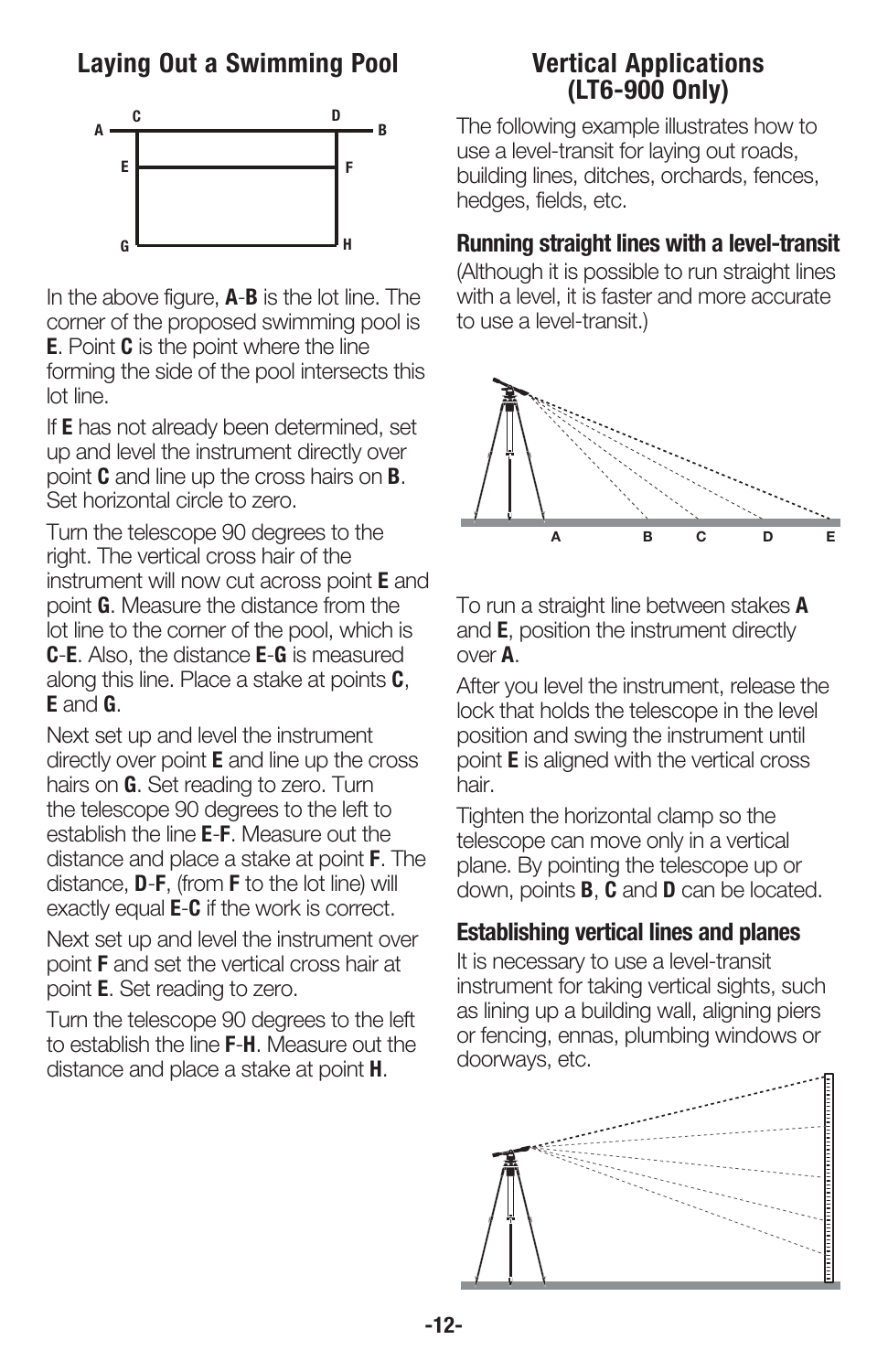## Laying Out a Swimming Pool

In the above figure, **A**-**B** is the lot line. The corner of the proposed swimming pool is **E**. Point **C** is the point where the line forming the side of the pool intersects this lot line.

If **E** has not already been determined, set up and level the instrument directly over point **C** and line up the cross hairs on **B**. Set horizontal circle to zero.

Turn the telescope 90 degrees to the right. The vertical cross hair of the instrument will now cut across point **E** and point **G**. Measure the distance from the lot line to the corner of the pool, which is **C**-**E**. Also, the distance **E**-**G** is measured along this line. Place a stake at points **C**, **E** and **G**.

Next set up and level the instrument directly over point **E** and line up the cross hairs on **G**. Set reading to zero. Turn the telescope 90 degrees to the left to establish the line **E**-**F**. Measure out the distance and place a stake at point **F**. The distance, **D**-**F**, (from **F** to the lot line) will exactly equal **E**-**C** if the work is correct.

Next set up and level the instrument over point **F** and set the vertical cross hair at point **E**. Set reading to zero.

Turn the telescope 90 degrees to the left to establish the line **F**-**H**. Measure out the distance and place a stake at point **H**.

## Vertical Applications (LT6-900 Only)

The following example illustrates how to use a level-transit for laying out roads, building lines, ditches, orchards, fences, hedges, fields, etc.

### Running straight lines with a level-transit

(Although it is possible to run straight lines with a level, it is faster and more accurate to use a level-transit.)

To run a straight line between stakes **A** and **E**, position the instrument directly over **A**.

After you level the instrument, release the lock that holds the telescope in the level position and swing the instrument until point **E** is aligned with the vertical cross hair.

Tighten the horizontal clamp so the telescope can move only in a vertical plane. By pointing the telescope up or down, points **B**, **C** and **D** can be located.

### Establishing vertical lines and planes

It is necessary to use a level-transit instrument for taking vertical sights, such as lining up a building wall, aligning piers or fencing, ennas, plumbing windows or doorways, etc.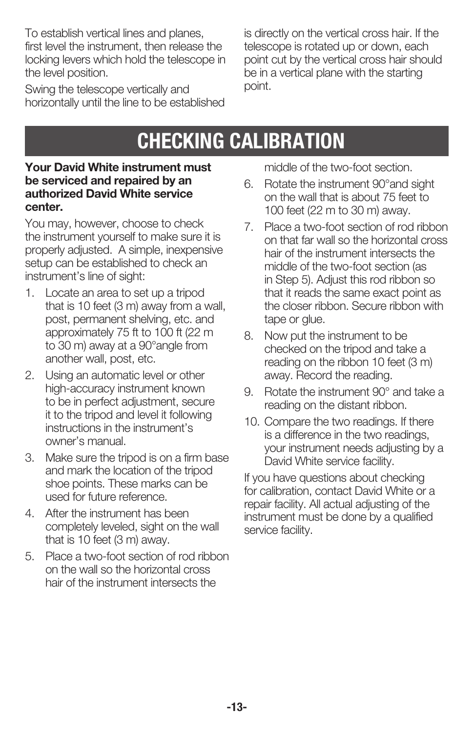To establish vertical lines and planes, first level the instrument, then release the locking levers which hold the telescope in the level position.

Swing the telescope vertically and horizontally until the line to be established is directly on the vertical cross hair. If the telescope is rotated up or down, each point cut by the vertical cross hair should be in a vertical plane with the starting point.

# CHECKING CALIBRATION

**Your David White instrument must be serviced and repaired by an authorized David White service center.**

You may, however, choose to check the instrument yourself to make sure it is properly adjusted. A simple, inexpensive setup can be established to check an instrument's line of sight:

1. Locate an area to set up a tripod that is 10 feet (3 m) away from a wall, post, permanent shelving, etc. and approximately 75 ft to 100 ft (22 m to 30 m) away at a 90°angle from another wall, post, etc.
2. Using an automatic level or other high-accuracy instrument known to be in perfect adjustment, secure it to the tripod and level it following instructions in the instrument's owner's manual.
3. Make sure the tripod is on a firm base and mark the location of the tripod shoe points. These marks can be used for future reference.
4. After the instrument has been completely leveled, sight on the wall that is 10 feet (3 m) away.
5. Place a two-foot section of rod ribbon on the wall so the horizontal cross hair of the instrument intersects the middle of the two-foot section.
6. Rotate the instrument 90°and sight on the wall that is about 75 feet to 100 feet (22 m to 30 m) away.
7. Place a two-foot section of rod ribbon on that far wall so the horizontal cross hair of the instrument intersects the middle of the two-foot section (as in Step 5). Adjust this rod ribbon so that it reads the same exact point as the closer ribbon. Secure ribbon with tape or glue.
8. Now put the instrument to be checked on the tripod and take a reading on the ribbon 10 feet (3 m) away. Record the reading.
9. Rotate the instrument 90° and take a reading on the distant ribbon.
10. Compare the two readings. If there is a difference in the two readings, your instrument needs adjusting by a David White service facility.

If you have questions about checking for calibration, contact David White or a repair facility. All actual adjusting of the instrument must be done by a qualified service facility.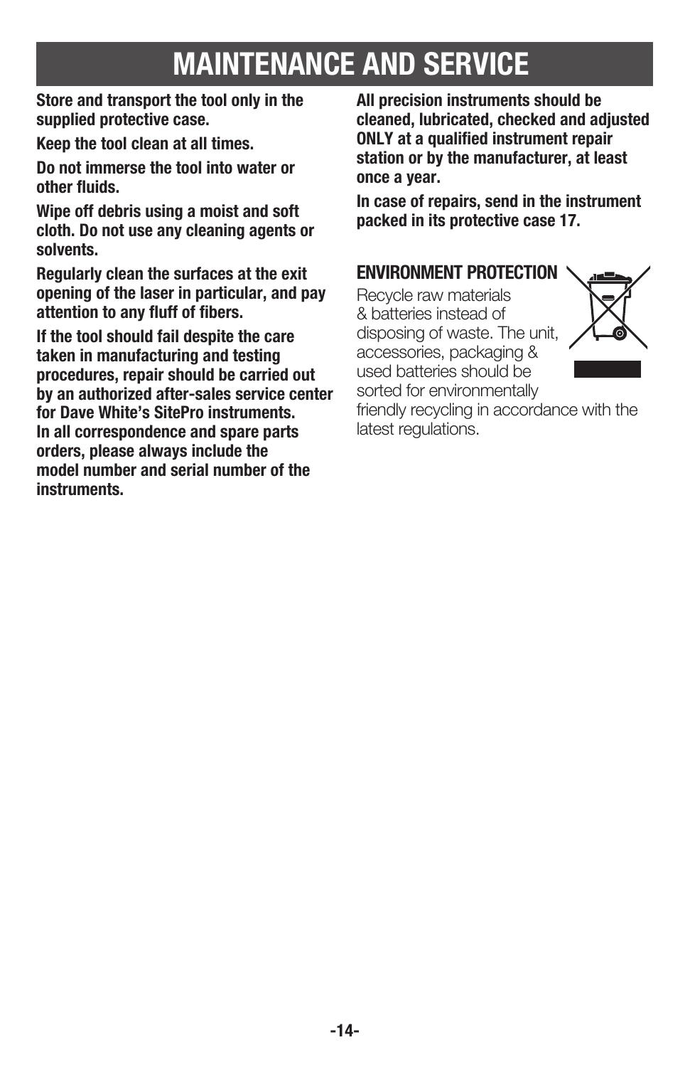# MAINTENANCE AND SERVICE

**Store and transport the tool only in the supplied protective case.**

**Keep the tool clean at all times.**

**Do not immerse the tool into water or other fluids.**

**Wipe off debris using a moist and soft cloth. Do not use any cleaning agents or solvents.**

**Regularly clean the surfaces at the exit opening of the laser in particular, and pay attention to any fluff of fibers.**

**If the tool should fail despite the care taken in manufacturing and testing procedures, repair should be carried out by an authorized after-sales service center for Dave White's SitePro instruments. In all correspondence and spare parts orders, please always include the model number and serial number of the instruments.**

**All precision instruments should be cleaned, lubricated, checked and adjusted ONLY at a qualified instrument repair station or by the manufacturer, at least once a year.**

**In case of repairs, send in the instrument packed in its protective case 17.**

## ENVIRONMENT PROTECTION

Recycle raw materials & batteries instead of disposing of waste. The unit, accessories, packaging & used batteries should be sorted for environmentally friendly recycling in accordance with the latest regulations.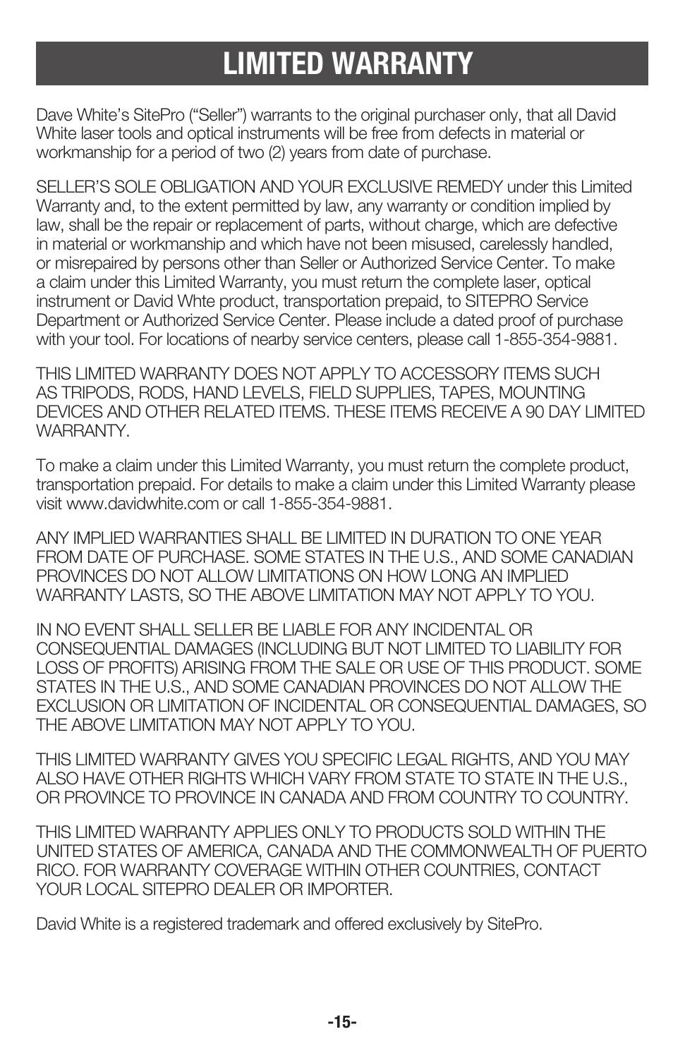# LIMITED WARRANTY

Dave White's SitePro ("Seller") warrants to the original purchaser only, that all David White laser tools and optical instruments will be free from defects in material or workmanship for a period of two (2) years from date of purchase.

SELLER'S SOLE OBLIGATION AND YOUR EXCLUSIVE REMEDY under this Limited Warranty and, to the extent permitted by law, any warranty or condition implied by law, shall be the repair or replacement of parts, without charge, which are defective in material or workmanship and which have not been misused, carelessly handled, or misrepaired by persons other than Seller or Authorized Service Center. To make a claim under this Limited Warranty, you must return the complete laser, optical instrument or David Whte product, transportation prepaid, to SITEPRO Service Department or Authorized Service Center. Please include a dated proof of purchase with your tool. For locations of nearby service centers, please call 1-855-354-9881.

THIS LIMITED WARRANTY DOES NOT APPLY TO ACCESSORY ITEMS SUCH AS TRIPODS, RODS, HAND LEVELS, FIELD SUPPLIES, TAPES, MOUNTING DEVICES AND OTHER RELATED ITEMS. THESE ITEMS RECEIVE A 90 DAY LIMITED WARRANTY.

To make a claim under this Limited Warranty, you must return the complete product, transportation prepaid. For details to make a claim under this Limited Warranty please visit www.davidwhite.com or call 1-855-354-9881.

ANY IMPLIED WARRANTIES SHALL BE LIMITED IN DURATION TO ONE YEAR FROM DATE OF PURCHASE. SOME STATES IN THE U.S., AND SOME CANADIAN PROVINCES DO NOT ALLOW LIMITATIONS ON HOW LONG AN IMPLIED WARRANTY LASTS, SO THE ABOVE LIMITATION MAY NOT APPLY TO YOU.

IN NO EVENT SHALL SELLER BE LIABLE FOR ANY INCIDENTAL OR CONSEQUENTIAL DAMAGES (INCLUDING BUT NOT LIMITED TO LIABILITY FOR LOSS OF PROFITS) ARISING FROM THE SALE OR USE OF THIS PRODUCT. SOME STATES IN THE U.S., AND SOME CANADIAN PROVINCES DO NOT ALLOW THE EXCLUSION OR LIMITATION OF INCIDENTAL OR CONSEQUENTIAL DAMAGES, SO THE ABOVE LIMITATION MAY NOT APPLY TO YOU.

THIS LIMITED WARRANTY GIVES YOU SPECIFIC LEGAL RIGHTS, AND YOU MAY ALSO HAVE OTHER RIGHTS WHICH VARY FROM STATE TO STATE IN THE U.S., OR PROVINCE TO PROVINCE IN CANADA AND FROM COUNTRY TO COUNTRY.

THIS LIMITED WARRANTY APPLIES ONLY TO PRODUCTS SOLD WITHIN THE UNITED STATES OF AMERICA, CANADA AND THE COMMONWEALTH OF PUERTO RICO. FOR WARRANTY COVERAGE WITHIN OTHER COUNTRIES, CONTACT YOUR LOCAL SITEPRO DEALER OR IMPORTER.

David White is a registered trademark and offered exclusively by SitePro.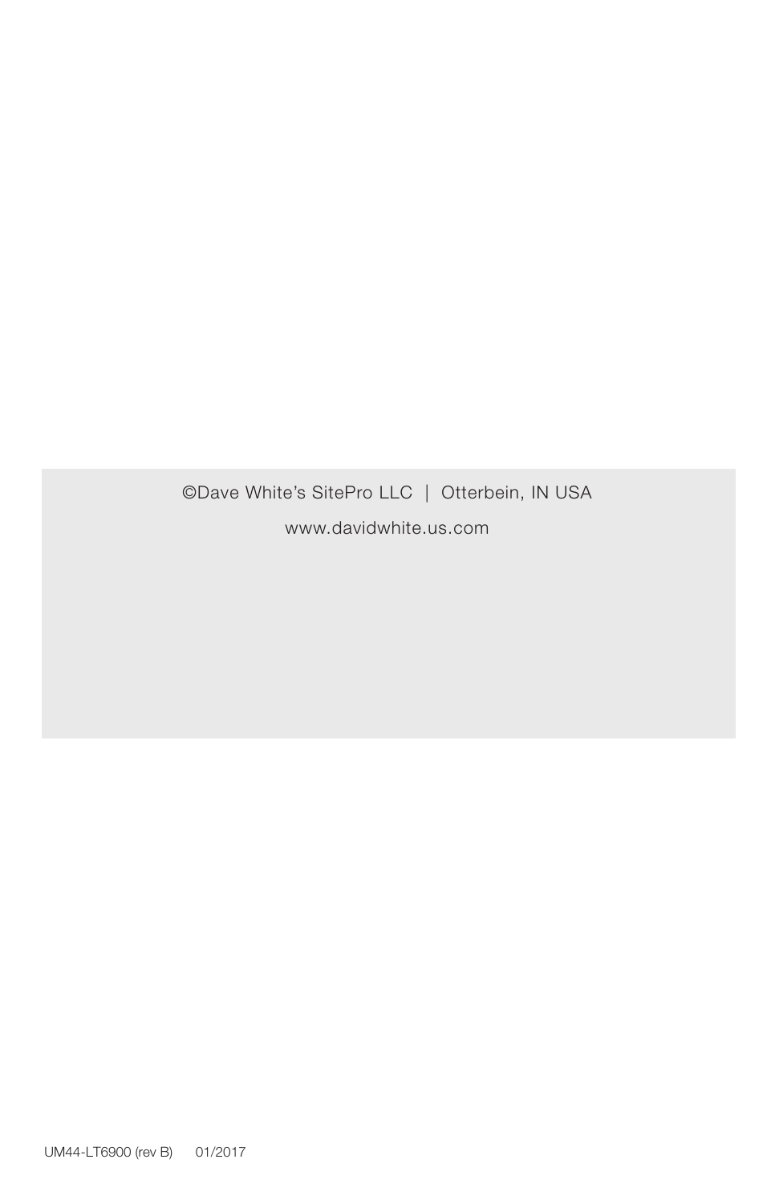©Dave White's SitePro LLC | Otterbein, IN USA

www.davidwhite.us.com

UM44-LT6900 (rev B) 01/2017